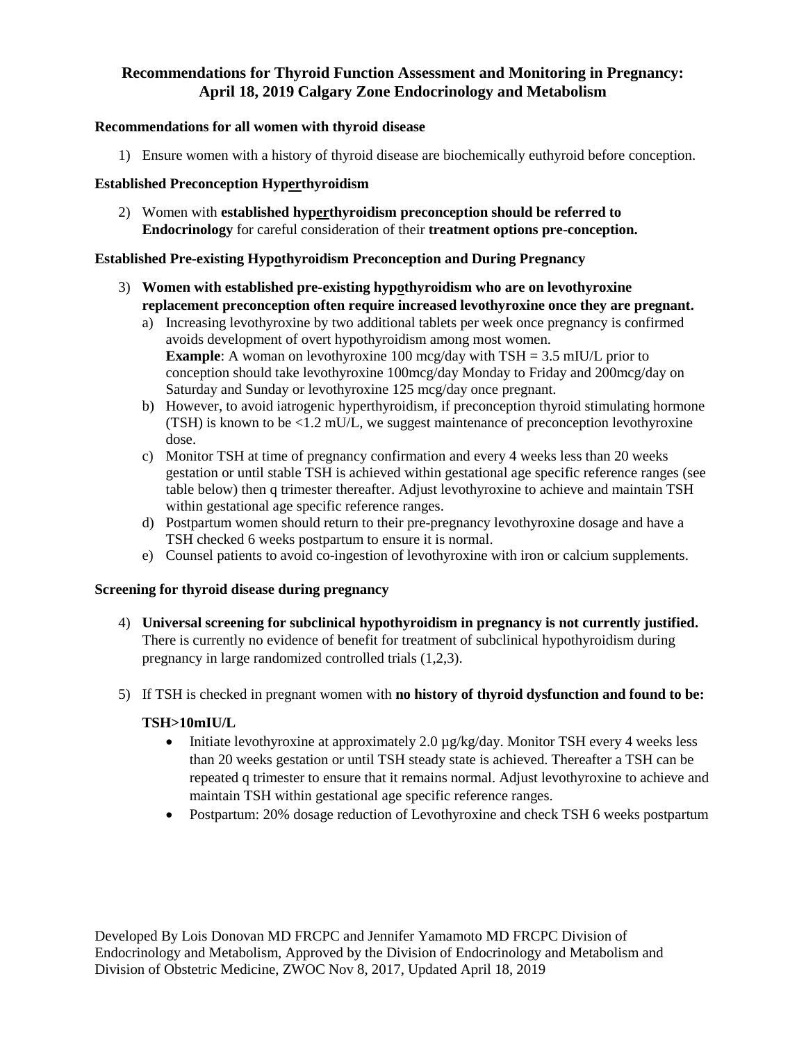# Recommendations for Thyroid Function Assessment and Monitoring in Pregnancy: April 18, 2019 Calgary Zone Endocrinology and Metabolism

**Recommendations for all women with thyroid disease**

1) Ensure women with a history of thyroid disease are biochemically euthyroid before conception.

**Established Preconception Hyperthyroidism**

2) Women with **established hyperthyroidism preconception should be referred to Endocrinology** for careful consideration of their **treatment options pre-conception.**

**Established Pre-existing Hypothyroidism Preconception and During Pregnancy**

3) **Women with established pre-existing hypothyroidism who are on levothyroxine replacement preconception often require increased levothyroxine once they are pregnant.**
   a) Increasing levothyroxine by two additional tablets per week once pregnancy is confirmed avoids development of overt hypothyroidism among most women.
   **Example**: A woman on levothyroxine 100 mcg/day with TSH = 3.5 mIU/L prior to conception should take levothyroxine 100mcg/day Monday to Friday and 200mcg/day on Saturday and Sunday or levothyroxine 125 mcg/day once pregnant.
   b) However, to avoid iatrogenic hyperthyroidism, if preconception thyroid stimulating hormone (TSH) is known to be <1.2 mU/L, we suggest maintenance of preconception levothyroxine dose.
   c) Monitor TSH at time of pregnancy confirmation and every 4 weeks less than 20 weeks gestation or until stable TSH is achieved within gestational age specific reference ranges (see table below) then q trimester thereafter. Adjust levothyroxine to achieve and maintain TSH within gestational age specific reference ranges.
   d) Postpartum women should return to their pre-pregnancy levothyroxine dosage and have a TSH checked 6 weeks postpartum to ensure it is normal.
   e) Counsel patients to avoid co-ingestion of levothyroxine with iron or calcium supplements.

**Screening for thyroid disease during pregnancy**

4) **Universal screening for subclinical hypothyroidism in pregnancy is not currently justified.** There is currently no evidence of benefit for treatment of subclinical hypothyroidism during pregnancy in large randomized controlled trials (1,2,3).

5) If TSH is checked in pregnant women with **no history of thyroid dysfunction and found to be:**

   **TSH>10mIU/L**
   - Initiate levothyroxine at approximately 2.0 µg/kg/day. Monitor TSH every 4 weeks less than 20 weeks gestation or until TSH steady state is achieved. Thereafter a TSH can be repeated q trimester to ensure that it remains normal. Adjust levothyroxine to achieve and maintain TSH within gestational age specific reference ranges.
   - Postpartum: 20% dosage reduction of Levothyroxine and check TSH 6 weeks postpartum

Developed By Lois Donovan MD FRCPC and Jennifer Yamamoto MD FRCPC Division of Endocrinology and Metabolism, Approved by the Division of Endocrinology and Metabolism and Division of Obstetric Medicine, ZWOC Nov 8, 2017, Updated April 18, 2019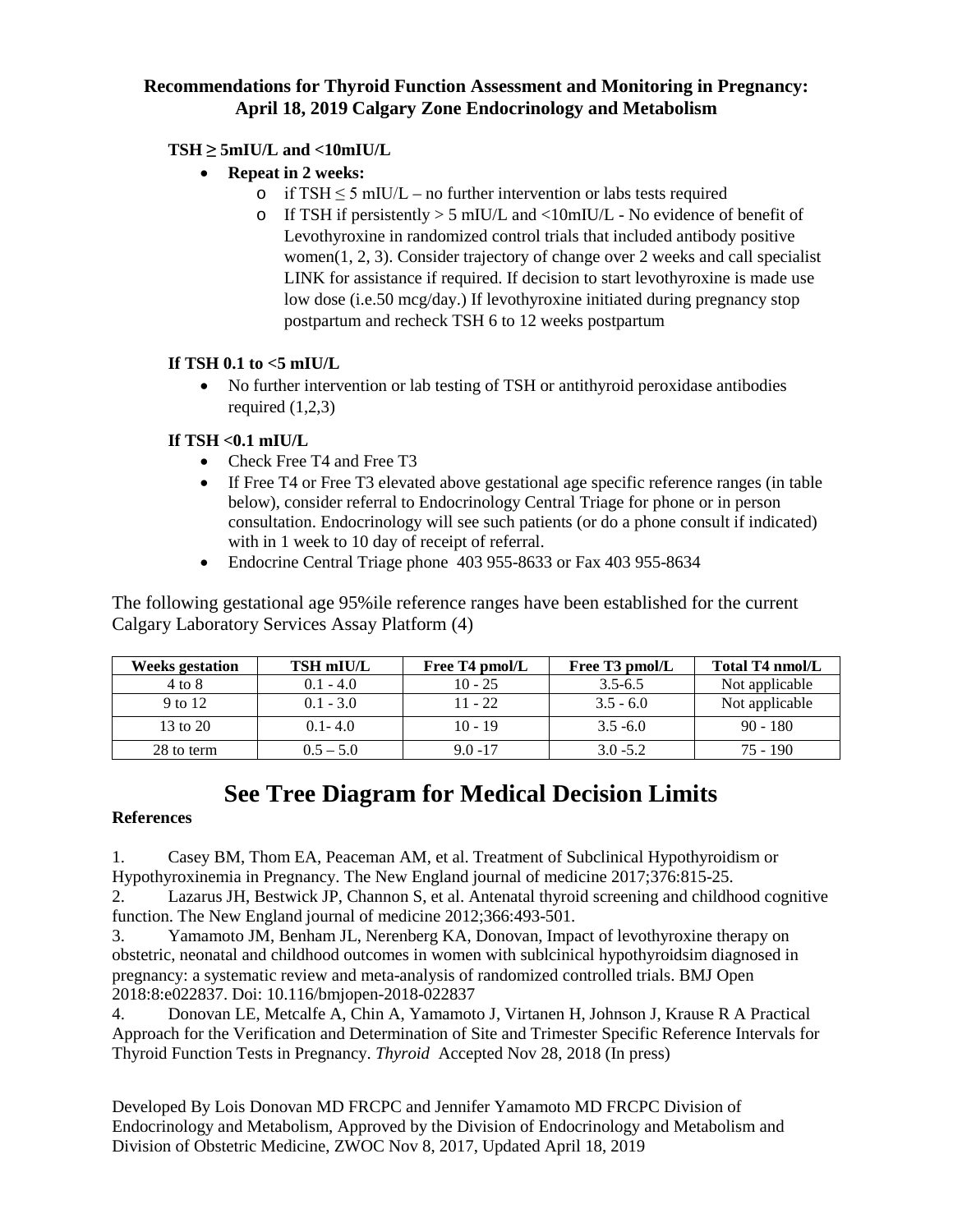**Recommendations for Thyroid Function Assessment and Monitoring in Pregnancy: April 18, 2019 Calgary Zone Endocrinology and Metabolism**

**TSH ≥ 5mIU/L and <10mIU/L**

- **Repeat in 2 weeks:**
  - if TSH ≤ 5 mIU/L – no further intervention or labs tests required
  - If TSH if persistently > 5 mIU/L and <10mIU/L - No evidence of benefit of Levothyroxine in randomized control trials that included antibody positive women(1, 2, 3). Consider trajectory of change over 2 weeks and call specialist LINK for assistance if required. If decision to start levothyroxine is made use low dose (i.e.50 mcg/day.) If levothyroxine initiated during pregnancy stop postpartum and recheck TSH 6 to 12 weeks postpartum

**If TSH 0.1 to <5 mIU/L**

- No further intervention or lab testing of TSH or antithyroid peroxidase antibodies required (1,2,3)

**If TSH <0.1 mIU/L**

- Check Free T4 and Free T3
- If Free T4 or Free T3 elevated above gestational age specific reference ranges (in table below), consider referral to Endocrinology Central Triage for phone or in person consultation. Endocrinology will see such patients (or do a phone consult if indicated) with in 1 week to 10 day of receipt of referral.
- Endocrine Central Triage phone 403 955-8633 or Fax 403 955-8634

The following gestational age 95%ile reference ranges have been established for the current Calgary Laboratory Services Assay Platform (4)

| Weeks gestation | TSH mIU/L | Free T4 pmol/L | Free T3 pmol/L | Total T4 nmol/L |
|---|---|---|---|---|
| 4 to 8 | 0.1 - 4.0 | 10 - 25 | 3.5-6.5 | Not applicable |
| 9 to 12 | 0.1 - 3.0 | 11 - 22 | 3.5 - 6.0 | Not applicable |
| 13 to 20 | 0.1- 4.0 | 10 - 19 | 3.5 -6.0 | 90 - 180 |
| 28 to term | 0.5 – 5.0 | 9.0 -17 | 3.0 -5.2 | 75 - 190 |

# See Tree Diagram for Medical Decision Limits

**References**

1. Casey BM, Thom EA, Peaceman AM, et al. Treatment of Subclinical Hypothyroidism or Hypothyroxinemia in Pregnancy. The New England journal of medicine 2017;376:815-25.
2. Lazarus JH, Bestwick JP, Channon S, et al. Antenatal thyroid screening and childhood cognitive function. The New England journal of medicine 2012;366:493-501.
3. Yamamoto JM, Benham JL, Nerenberg KA, Donovan, Impact of levothyroxine therapy on obstetric, neonatal and childhood outcomes in women with sublcinical hypothyroidsim diagnosed in pregnancy: a systematic review and meta-analysis of randomized controlled trials. BMJ Open 2018:8:e022837. Doi: 10.116/bmjopen-2018-022837
4. Donovan LE, Metcalfe A, Chin A, Yamamoto J, Virtanen H, Johnson J, Krause R A Practical Approach for the Verification and Determination of Site and Trimester Specific Reference Intervals for Thyroid Function Tests in Pregnancy. *Thyroid* Accepted Nov 28, 2018 (In press)

Developed By Lois Donovan MD FRCPC and Jennifer Yamamoto MD FRCPC Division of Endocrinology and Metabolism, Approved by the Division of Endocrinology and Metabolism and Division of Obstetric Medicine, ZWOC Nov 8, 2017, Updated April 18, 2019